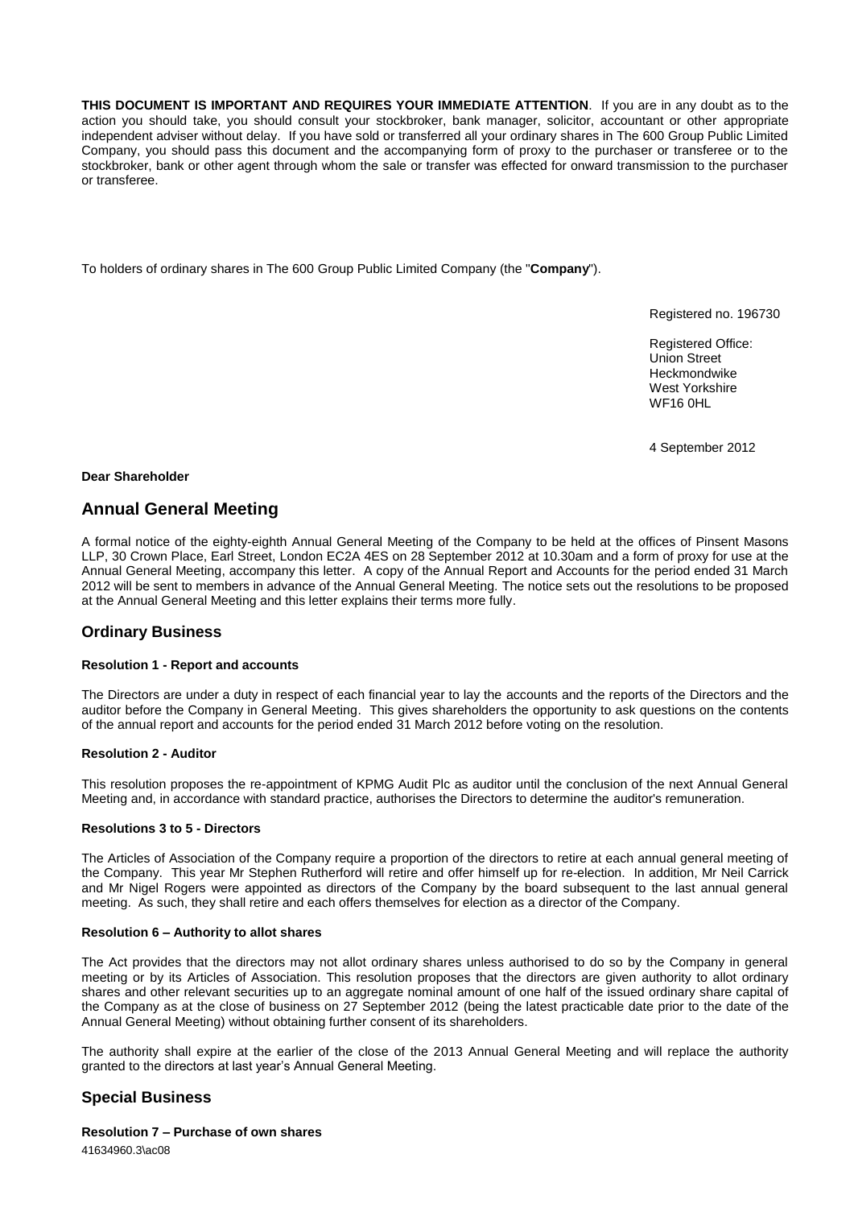**THIS DOCUMENT IS IMPORTANT AND REQUIRES YOUR IMMEDIATE ATTENTION**. If you are in any doubt as to the action you should take, you should consult your stockbroker, bank manager, solicitor, accountant or other appropriate independent adviser without delay. If you have sold or transferred all your ordinary shares in The 600 Group Public Limited Company, you should pass this document and the accompanying form of proxy to the purchaser or transferee or to the stockbroker, bank or other agent through whom the sale or transfer was effected for onward transmission to the purchaser or transferee.

To holders of ordinary shares in The 600 Group Public Limited Company (the "**Company**").

Registered no. 196730

Registered Office:
Union Street
Heckmondwike
West Yorkshire
WF16 0HL

4 September 2012

**Dear Shareholder**

## Annual General Meeting

A formal notice of the eighty-eighth Annual General Meeting of the Company to be held at the offices of Pinsent Masons LLP, 30 Crown Place, Earl Street, London EC2A 4ES on 28 September 2012 at 10.30am and a form of proxy for use at the Annual General Meeting, accompany this letter. A copy of the Annual Report and Accounts for the period ended 31 March 2012 will be sent to members in advance of the Annual General Meeting. The notice sets out the resolutions to be proposed at the Annual General Meeting and this letter explains their terms more fully.

## Ordinary Business

**Resolution 1 - Report and accounts**

The Directors are under a duty in respect of each financial year to lay the accounts and the reports of the Directors and the auditor before the Company in General Meeting. This gives shareholders the opportunity to ask questions on the contents of the annual report and accounts for the period ended 31 March 2012 before voting on the resolution.

**Resolution 2 - Auditor**

This resolution proposes the re-appointment of KPMG Audit Plc as auditor until the conclusion of the next Annual General Meeting and, in accordance with standard practice, authorises the Directors to determine the auditor's remuneration.

**Resolutions 3 to 5 - Directors**

The Articles of Association of the Company require a proportion of the directors to retire at each annual general meeting of the Company. This year Mr Stephen Rutherford will retire and offer himself up for re-election. In addition, Mr Neil Carrick and Mr Nigel Rogers were appointed as directors of the Company by the board subsequent to the last annual general meeting. As such, they shall retire and each offers themselves for election as a director of the Company.

**Resolution 6 – Authority to allot shares**

The Act provides that the directors may not allot ordinary shares unless authorised to do so by the Company in general meeting or by its Articles of Association. This resolution proposes that the directors are given authority to allot ordinary shares and other relevant securities up to an aggregate nominal amount of one half of the issued ordinary share capital of the Company as at the close of business on 27 September 2012 (being the latest practicable date prior to the date of the Annual General Meeting) without obtaining further consent of its shareholders.

The authority shall expire at the earlier of the close of the 2013 Annual General Meeting and will replace the authority granted to the directors at last year's Annual General Meeting.

## Special Business

**Resolution 7 – Purchase of own shares**

41634960.3\ac08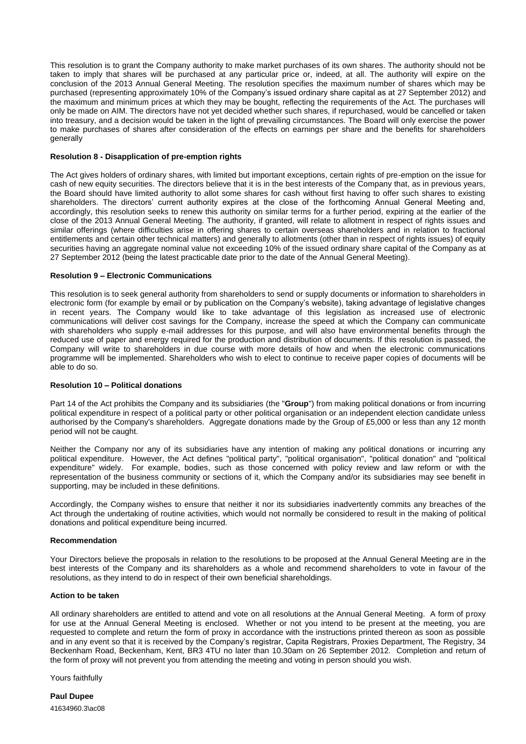This resolution is to grant the Company authority to make market purchases of its own shares. The authority should not be taken to imply that shares will be purchased at any particular price or, indeed, at all. The authority will expire on the conclusion of the 2013 Annual General Meeting. The resolution specifies the maximum number of shares which may be purchased (representing approximately 10% of the Company's issued ordinary share capital as at 27 September 2012) and the maximum and minimum prices at which they may be bought, reflecting the requirements of the Act. The purchases will only be made on AIM. The directors have not yet decided whether such shares, if repurchased, would be cancelled or taken into treasury, and a decision would be taken in the light of prevailing circumstances. The Board will only exercise the power to make purchases of shares after consideration of the effects on earnings per share and the benefits for shareholders generally

**Resolution 8 - Disapplication of pre-emption rights**

The Act gives holders of ordinary shares, with limited but important exceptions, certain rights of pre-emption on the issue for cash of new equity securities. The directors believe that it is in the best interests of the Company that, as in previous years, the Board should have limited authority to allot some shares for cash without first having to offer such shares to existing shareholders. The directors' current authority expires at the close of the forthcoming Annual General Meeting and, accordingly, this resolution seeks to renew this authority on similar terms for a further period, expiring at the earlier of the close of the 2013 Annual General Meeting. The authority, if granted, will relate to allotment in respect of rights issues and similar offerings (where difficulties arise in offering shares to certain overseas shareholders and in relation to fractional entitlements and certain other technical matters) and generally to allotments (other than in respect of rights issues) of equity securities having an aggregate nominal value not exceeding 10% of the issued ordinary share capital of the Company as at 27 September 2012 (being the latest practicable date prior to the date of the Annual General Meeting).

**Resolution 9 – Electronic Communications**

This resolution is to seek general authority from shareholders to send or supply documents or information to shareholders in electronic form (for example by email or by publication on the Company's website), taking advantage of legislative changes in recent years. The Company would like to take advantage of this legislation as increased use of electronic communications will deliver cost savings for the Company, increase the speed at which the Company can communicate with shareholders who supply e-mail addresses for this purpose, and will also have environmental benefits through the reduced use of paper and energy required for the production and distribution of documents. If this resolution is passed, the Company will write to shareholders in due course with more details of how and when the electronic communications programme will be implemented. Shareholders who wish to elect to continue to receive paper copies of documents will be able to do so.

**Resolution 10 – Political donations**

Part 14 of the Act prohibits the Company and its subsidiaries (the "**Group**") from making political donations or from incurring political expenditure in respect of a political party or other political organisation or an independent election candidate unless authorised by the Company's shareholders. Aggregate donations made by the Group of £5,000 or less than any 12 month period will not be caught.

Neither the Company nor any of its subsidiaries have any intention of making any political donations or incurring any political expenditure. However, the Act defines "political party", "political organisation", "political donation" and "political expenditure" widely. For example, bodies, such as those concerned with policy review and law reform or with the representation of the business community or sections of it, which the Company and/or its subsidiaries may see benefit in supporting, may be included in these definitions.

Accordingly, the Company wishes to ensure that neither it nor its subsidiaries inadvertently commits any breaches of the Act through the undertaking of routine activities, which would not normally be considered to result in the making of political donations and political expenditure being incurred.

**Recommendation**

Your Directors believe the proposals in relation to the resolutions to be proposed at the Annual General Meeting are in the best interests of the Company and its shareholders as a whole and recommend shareholders to vote in favour of the resolutions, as they intend to do in respect of their own beneficial shareholdings.

**Action to be taken**

All ordinary shareholders are entitled to attend and vote on all resolutions at the Annual General Meeting. A form of proxy for use at the Annual General Meeting is enclosed. Whether or not you intend to be present at the meeting, you are requested to complete and return the form of proxy in accordance with the instructions printed thereon as soon as possible and in any event so that it is received by the Company's registrar, Capita Registrars, Proxies Department, The Registry, 34 Beckenham Road, Beckenham, Kent, BR3 4TU no later than 10.30am on 26 September 2012. Completion and return of the form of proxy will not prevent you from attending the meeting and voting in person should you wish.

Yours faithfully

**Paul Dupee**

41634960.3\ac08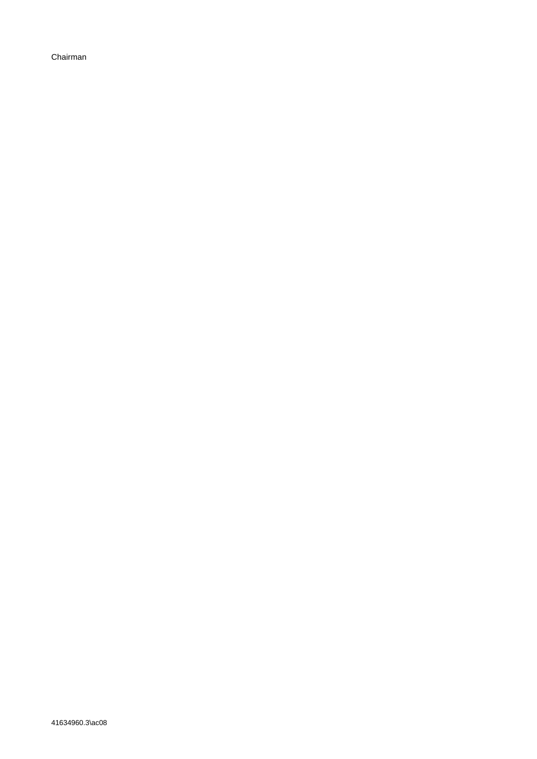Chairman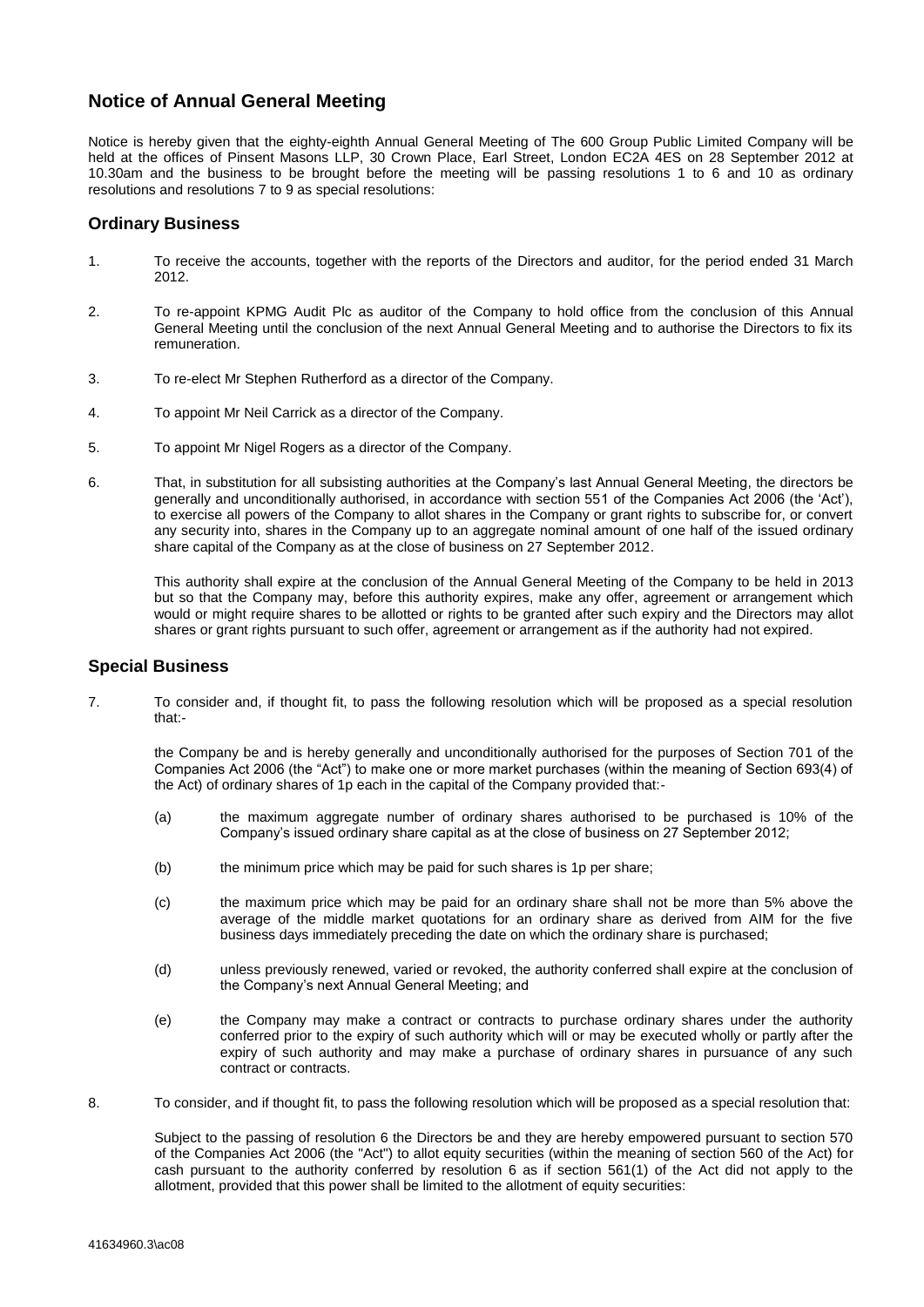## Notice of Annual General Meeting

Notice is hereby given that the eighty-eighth Annual General Meeting of The 600 Group Public Limited Company will be held at the offices of Pinsent Masons LLP, 30 Crown Place, Earl Street, London EC2A 4ES on 28 September 2012 at 10.30am and the business to be brought before the meeting will be passing resolutions 1 to 6 and 10 as ordinary resolutions and resolutions 7 to 9 as special resolutions:

### Ordinary Business

1. To receive the accounts, together with the reports of the Directors and auditor, for the period ended 31 March 2012.

2. To re-appoint KPMG Audit Plc as auditor of the Company to hold office from the conclusion of this Annual General Meeting until the conclusion of the next Annual General Meeting and to authorise the Directors to fix its remuneration.

3. To re-elect Mr Stephen Rutherford as a director of the Company.

4. To appoint Mr Neil Carrick as a director of the Company.

5. To appoint Mr Nigel Rogers as a director of the Company.

6. That, in substitution for all subsisting authorities at the Company's last Annual General Meeting, the directors be generally and unconditionally authorised, in accordance with section 551 of the Companies Act 2006 (the 'Act'), to exercise all powers of the Company to allot shares in the Company or grant rights to subscribe for, or convert any security into, shares in the Company up to an aggregate nominal amount of one half of the issued ordinary share capital of the Company as at the close of business on 27 September 2012.

   This authority shall expire at the conclusion of the Annual General Meeting of the Company to be held in 2013 but so that the Company may, before this authority expires, make any offer, agreement or arrangement which would or might require shares to be allotted or rights to be granted after such expiry and the Directors may allot shares or grant rights pursuant to such offer, agreement or arrangement as if the authority had not expired.

### Special Business

7. To consider and, if thought fit, to pass the following resolution which will be proposed as a special resolution that:-

   the Company be and is hereby generally and unconditionally authorised for the purposes of Section 701 of the Companies Act 2006 (the "Act") to make one or more market purchases (within the meaning of Section 693(4) of the Act) of ordinary shares of 1p each in the capital of the Company provided that:-

   (a) the maximum aggregate number of ordinary shares authorised to be purchased is 10% of the Company's issued ordinary share capital as at the close of business on 27 September 2012;

   (b) the minimum price which may be paid for such shares is 1p per share;

   (c) the maximum price which may be paid for an ordinary share shall not be more than 5% above the average of the middle market quotations for an ordinary share as derived from AIM for the five business days immediately preceding the date on which the ordinary share is purchased;

   (d) unless previously renewed, varied or revoked, the authority conferred shall expire at the conclusion of the Company's next Annual General Meeting; and

   (e) the Company may make a contract or contracts to purchase ordinary shares under the authority conferred prior to the expiry of such authority which will or may be executed wholly or partly after the expiry of such authority and may make a purchase of ordinary shares in pursuance of any such contract or contracts.

8. To consider, and if thought fit, to pass the following resolution which will be proposed as a special resolution that:

   Subject to the passing of resolution 6 the Directors be and they are hereby empowered pursuant to section 570 of the Companies Act 2006 (the "Act") to allot equity securities (within the meaning of section 560 of the Act) for cash pursuant to the authority conferred by resolution 6 as if section 561(1) of the Act did not apply to the allotment, provided that this power shall be limited to the allotment of equity securities: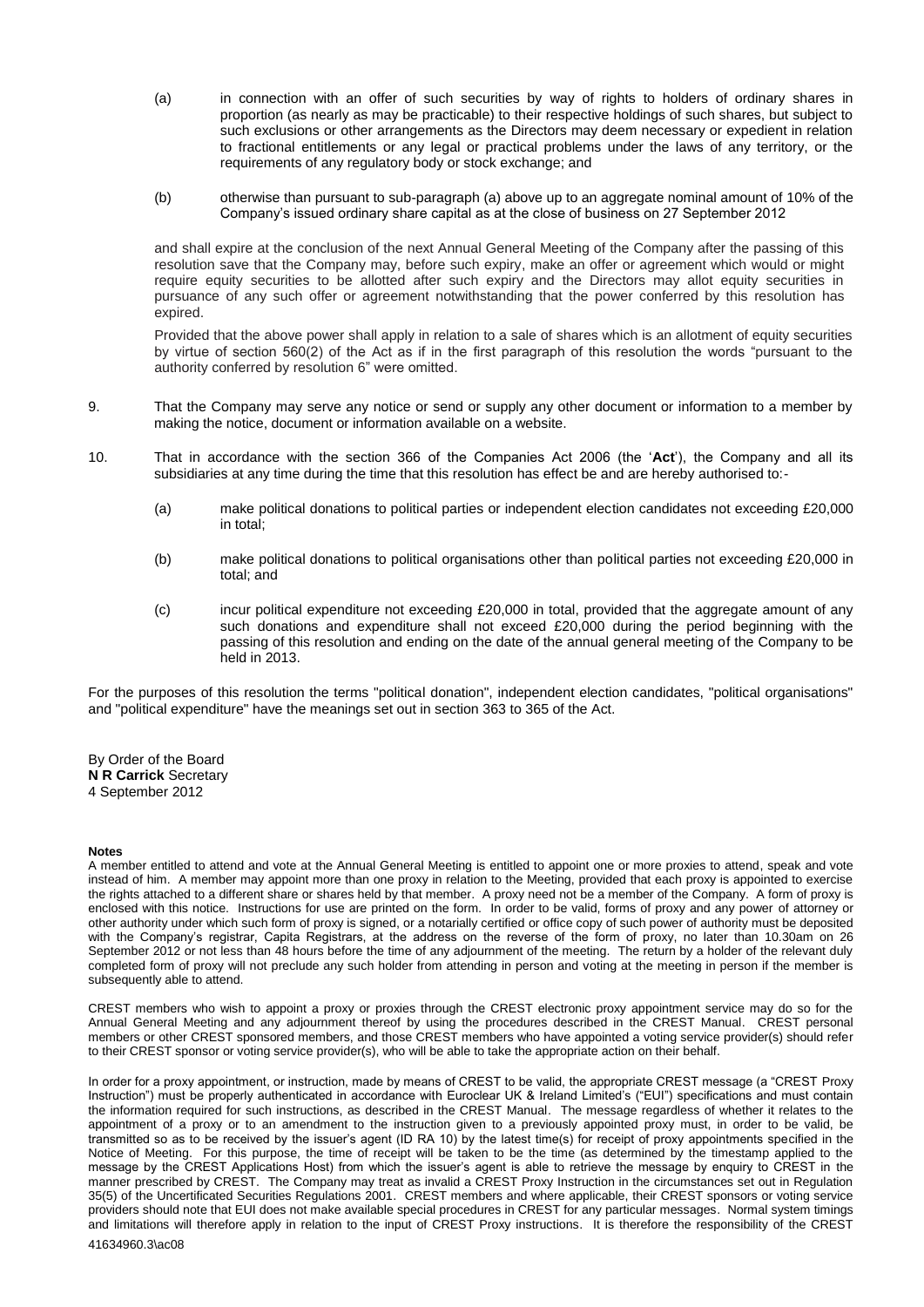(a) in connection with an offer of such securities by way of rights to holders of ordinary shares in proportion (as nearly as may be practicable) to their respective holdings of such shares, but subject to such exclusions or other arrangements as the Directors may deem necessary or expedient in relation to fractional entitlements or any legal or practical problems under the laws of any territory, or the requirements of any regulatory body or stock exchange; and

(b) otherwise than pursuant to sub-paragraph (a) above up to an aggregate nominal amount of 10% of the Company's issued ordinary share capital as at the close of business on 27 September 2012

and shall expire at the conclusion of the next Annual General Meeting of the Company after the passing of this resolution save that the Company may, before such expiry, make an offer or agreement which would or might require equity securities to be allotted after such expiry and the Directors may allot equity securities in pursuance of any such offer or agreement notwithstanding that the power conferred by this resolution has expired.

Provided that the above power shall apply in relation to a sale of shares which is an allotment of equity securities by virtue of section 560(2) of the Act as if in the first paragraph of this resolution the words "pursuant to the authority conferred by resolution 6" were omitted.

9. That the Company may serve any notice or send or supply any other document or information to a member by making the notice, document or information available on a website.

10. That in accordance with the section 366 of the Companies Act 2006 (the '**Act**'), the Company and all its subsidiaries at any time during the time that this resolution has effect be and are hereby authorised to:-

(a) make political donations to political parties or independent election candidates not exceeding £20,000 in total;

(b) make political donations to political organisations other than political parties not exceeding £20,000 in total; and

(c) incur political expenditure not exceeding £20,000 in total, provided that the aggregate amount of any such donations and expenditure shall not exceed £20,000 during the period beginning with the passing of this resolution and ending on the date of the annual general meeting of the Company to be held in 2013.

For the purposes of this resolution the terms "political donation", independent election candidates, "political organisations" and "political expenditure" have the meanings set out in section 363 to 365 of the Act.

By Order of the Board
**N R Carrick** Secretary
4 September 2012

**Notes**

A member entitled to attend and vote at the Annual General Meeting is entitled to appoint one or more proxies to attend, speak and vote instead of him. A member may appoint more than one proxy in relation to the Meeting, provided that each proxy is appointed to exercise the rights attached to a different share or shares held by that member. A proxy need not be a member of the Company. A form of proxy is enclosed with this notice. Instructions for use are printed on the form. In order to be valid, forms of proxy and any power of attorney or other authority under which such form of proxy is signed, or a notarially certified or office copy of such power of authority must be deposited with the Company's registrar, Capita Registrars, at the address on the reverse of the form of proxy, no later than 10.30am on 26 September 2012 or not less than 48 hours before the time of any adjournment of the meeting. The return by a holder of the relevant duly completed form of proxy will not preclude any such holder from attending in person and voting at the meeting in person if the member is subsequently able to attend.

CREST members who wish to appoint a proxy or proxies through the CREST electronic proxy appointment service may do so for the Annual General Meeting and any adjournment thereof by using the procedures described in the CREST Manual. CREST personal members or other CREST sponsored members, and those CREST members who have appointed a voting service provider(s) should refer to their CREST sponsor or voting service provider(s), who will be able to take the appropriate action on their behalf.

In order for a proxy appointment, or instruction, made by means of CREST to be valid, the appropriate CREST message (a "CREST Proxy Instruction") must be properly authenticated in accordance with Euroclear UK & Ireland Limited's ("EUI") specifications and must contain the information required for such instructions, as described in the CREST Manual. The message regardless of whether it relates to the appointment of a proxy or to an amendment to the instruction given to a previously appointed proxy must, in order to be valid, be transmitted so as to be received by the issuer's agent (ID RA 10) by the latest time(s) for receipt of proxy appointments specified in the Notice of Meeting. For this purpose, the time of receipt will be taken to be the time (as determined by the timestamp applied to the message by the CREST Applications Host) from which the issuer's agent is able to retrieve the message by enquiry to CREST in the manner prescribed by CREST. The Company may treat as invalid a CREST Proxy Instruction in the circumstances set out in Regulation 35(5) of the Uncertificated Securities Regulations 2001. CREST members and where applicable, their CREST sponsors or voting service providers should note that EUI does not make available special procedures in CREST for any particular messages. Normal system timings and limitations will therefore apply in relation to the input of CREST Proxy instructions. It is therefore the responsibility of the CREST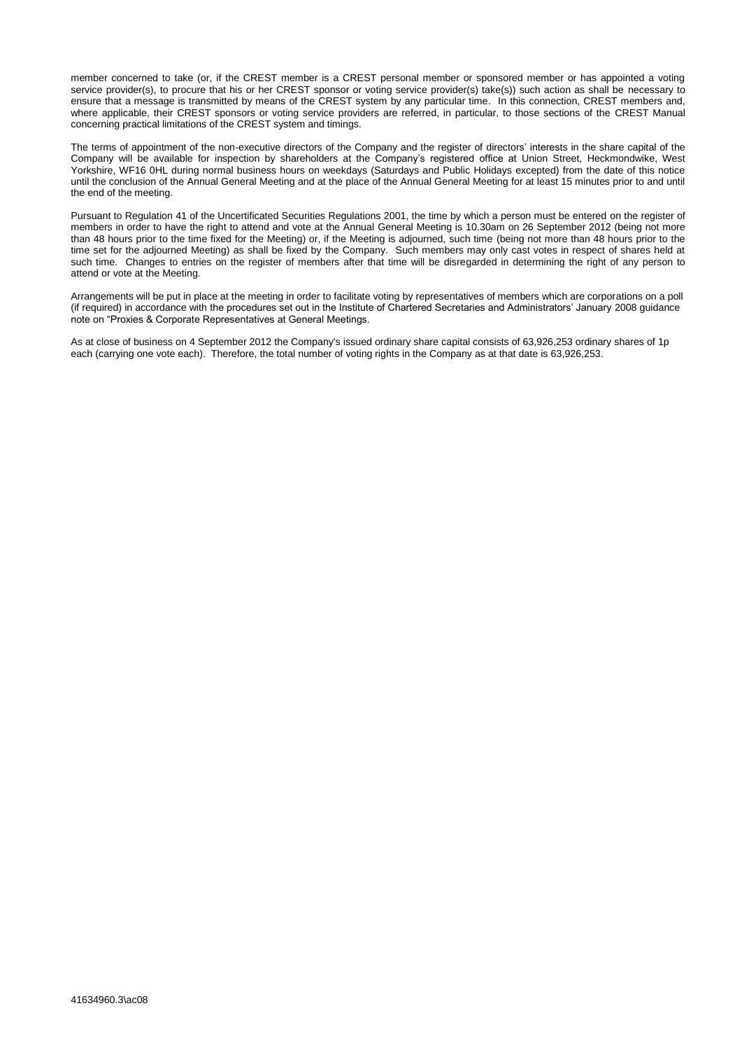member concerned to take (or, if the CREST member is a CREST personal member or sponsored member or has appointed a voting service provider(s), to procure that his or her CREST sponsor or voting service provider(s) take(s)) such action as shall be necessary to ensure that a message is transmitted by means of the CREST system by any particular time. In this connection, CREST members and, where applicable, their CREST sponsors or voting service providers are referred, in particular, to those sections of the CREST Manual concerning practical limitations of the CREST system and timings.

The terms of appointment of the non-executive directors of the Company and the register of directors' interests in the share capital of the Company will be available for inspection by shareholders at the Company's registered office at Union Street, Heckmondwike, West Yorkshire, WF16 0HL during normal business hours on weekdays (Saturdays and Public Holidays excepted) from the date of this notice until the conclusion of the Annual General Meeting and at the place of the Annual General Meeting for at least 15 minutes prior to and until the end of the meeting.

Pursuant to Regulation 41 of the Uncertificated Securities Regulations 2001, the time by which a person must be entered on the register of members in order to have the right to attend and vote at the Annual General Meeting is 10.30am on 26 September 2012 (being not more than 48 hours prior to the time fixed for the Meeting) or, if the Meeting is adjourned, such time (being not more than 48 hours prior to the time set for the adjourned Meeting) as shall be fixed by the Company. Such members may only cast votes in respect of shares held at such time. Changes to entries on the register of members after that time will be disregarded in determining the right of any person to attend or vote at the Meeting.

Arrangements will be put in place at the meeting in order to facilitate voting by representatives of members which are corporations on a poll (if required) in accordance with the procedures set out in the Institute of Chartered Secretaries and Administrators' January 2008 guidance note on "Proxies & Corporate Representatives at General Meetings.

As at close of business on 4 September 2012 the Company's issued ordinary share capital consists of 63,926,253 ordinary shares of 1p each (carrying one vote each). Therefore, the total number of voting rights in the Company as at that date is 63,926,253.

41634960.3\ac08